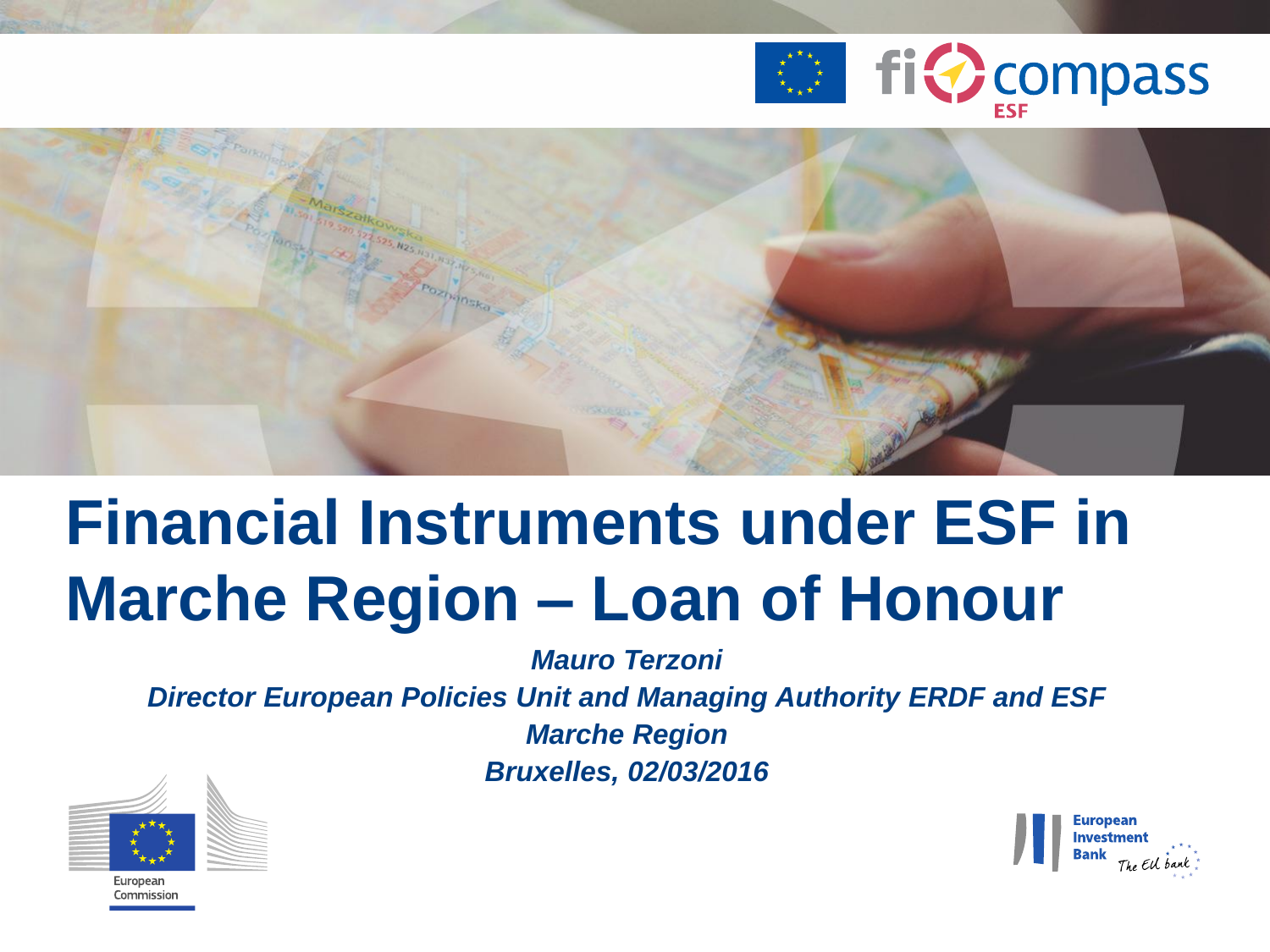# Financial Instruments under ESF in Marche Region – Loan of Honour

***Mauro Terzoni***

***Director European Policies Unit and Managing Authority ERDF and ESF***

***Marche Region***

***Bruxelles, 02/03/2016***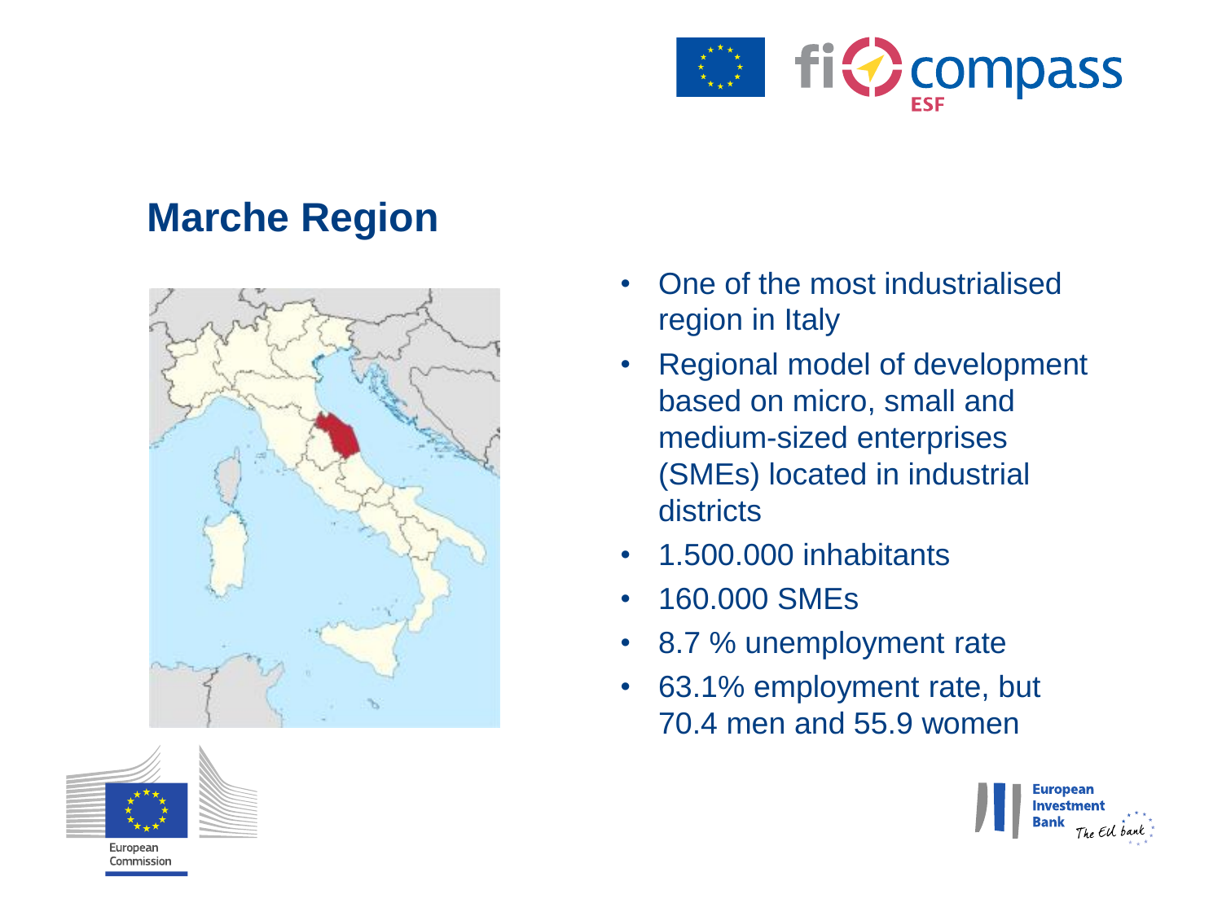## Marche Region

- One of the most industrialised region in Italy
- Regional model of development based on micro, small and medium-sized enterprises (SMEs) located in industrial districts
- 1.500.000 inhabitants
- 160.000 SMEs
- 8.7 % unemployment rate
- 63.1% employment rate, but 70.4 men and 55.9 women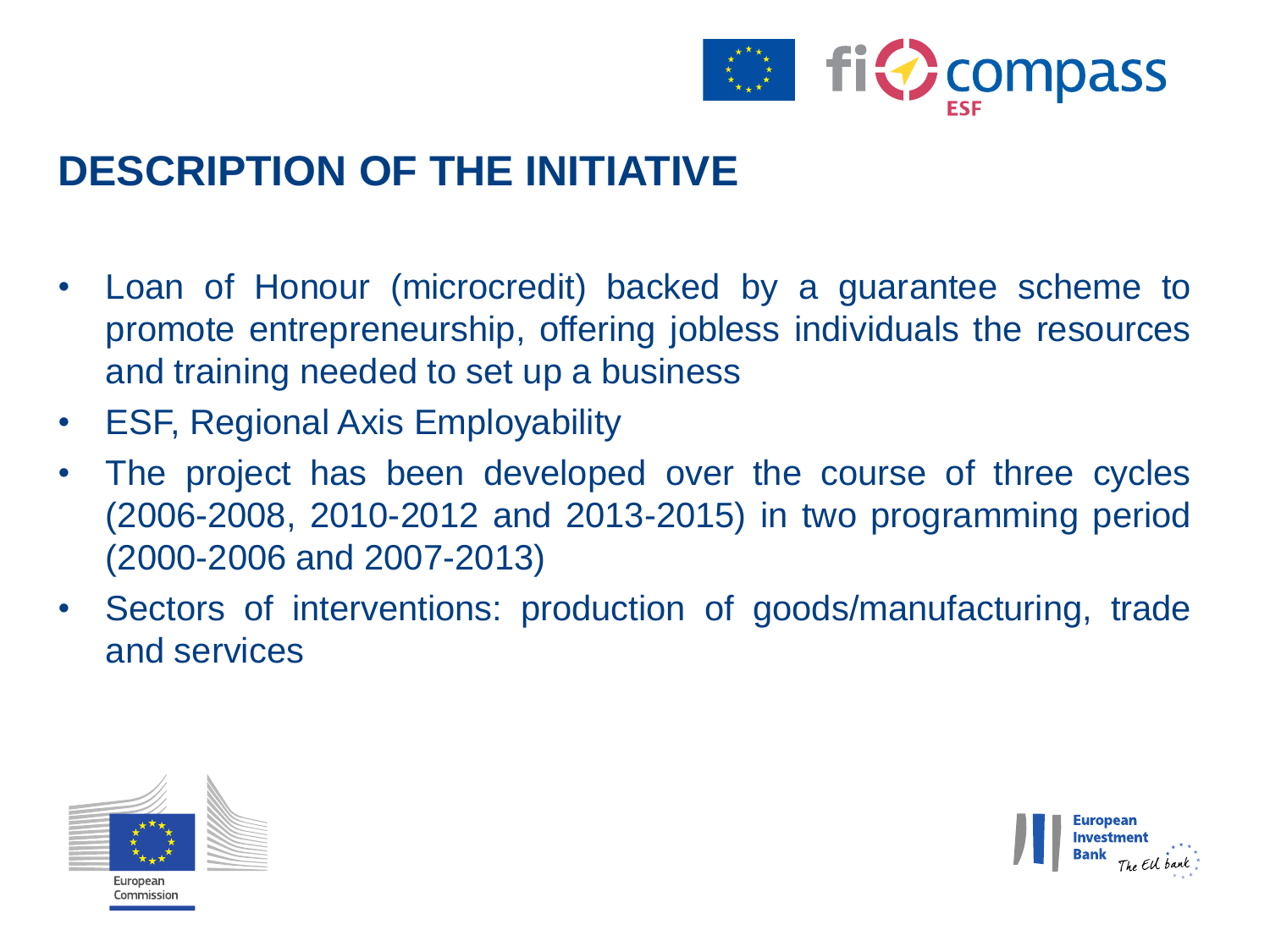# DESCRIPTION OF THE INITIATIVE

- Loan of Honour (microcredit) backed by a guarantee scheme to promote entrepreneurship, offering jobless individuals the resources and training needed to set up a business
- ESF, Regional Axis Employability
- The project has been developed over the course of three cycles (2006-2008, 2010-2012 and 2013-2015) in two programming period (2000-2006 and 2007-2013)
- Sectors of interventions: production of goods/manufacturing, trade and services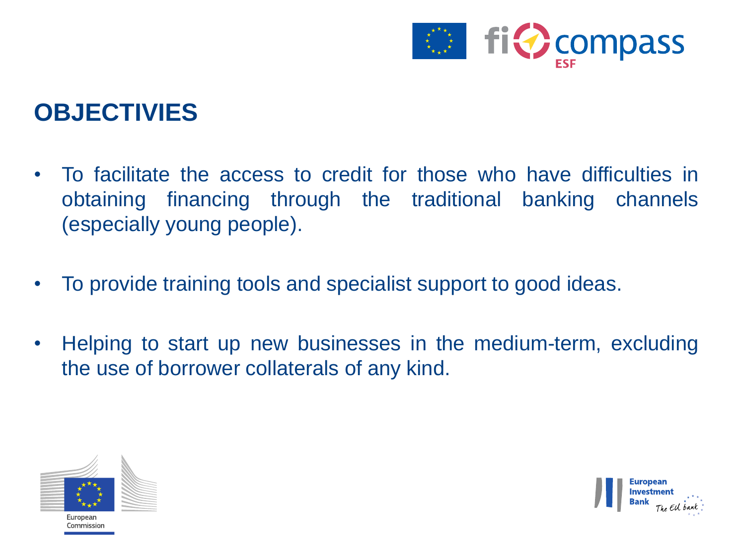# OBJECTIVIES

- To facilitate the access to credit for those who have difficulties in obtaining financing through the traditional banking channels (especially young people).
- To provide training tools and specialist support to good ideas.
- Helping to start up new businesses in the medium-term, excluding the use of borrower collaterals of any kind.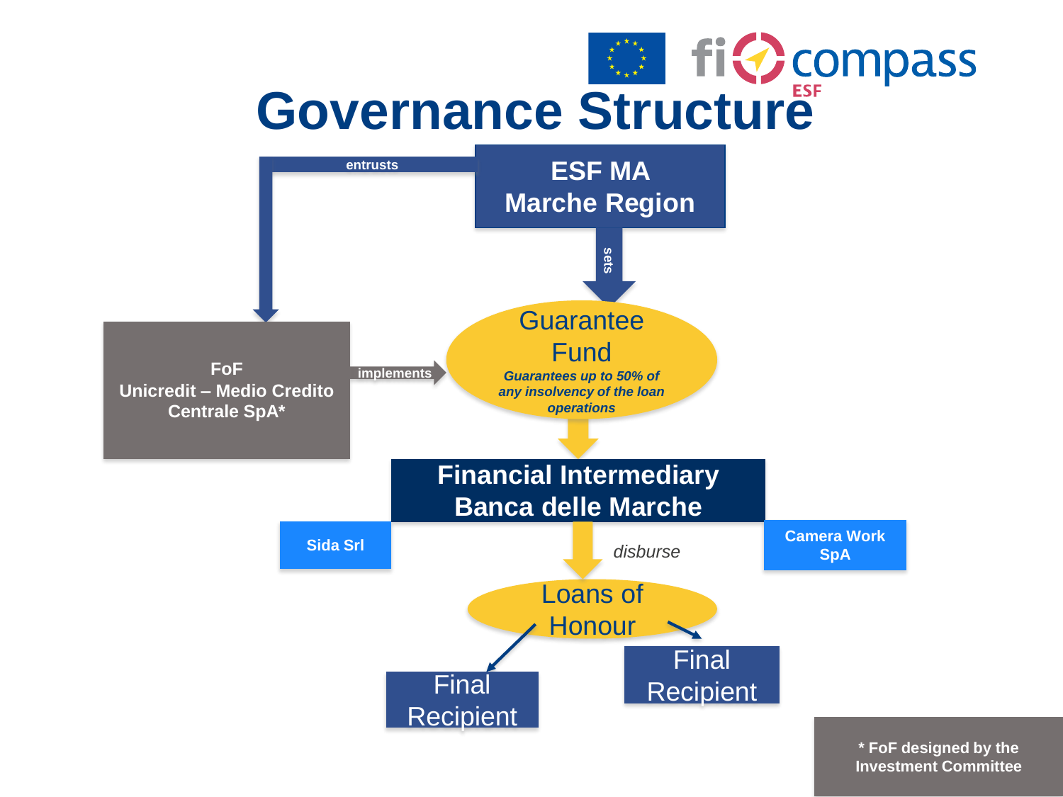# Governance Structure

**ESF MA**
**Marche Region**

ESF MA Marche Region — *entrusts* → FoF

ESF MA Marche Region — *sets* → Guarantee Fund

**FoF**
**Unicredit – Medio Credito Centrale SpA***

FoF — *implements* → Guarantee Fund

**Guarantee Fund**

***Guarantees up to 50% of any insolvency of the loan operations***

**Financial Intermediary**
**Banca delle Marche**

**Sida Srl**

**Camera Work SpA**

Financial Intermediary — *disburse* → Loans of Honour

**Loans of Honour**

**Final Recipient**

**Final Recipient**

*** FoF designed by the Investment Committee**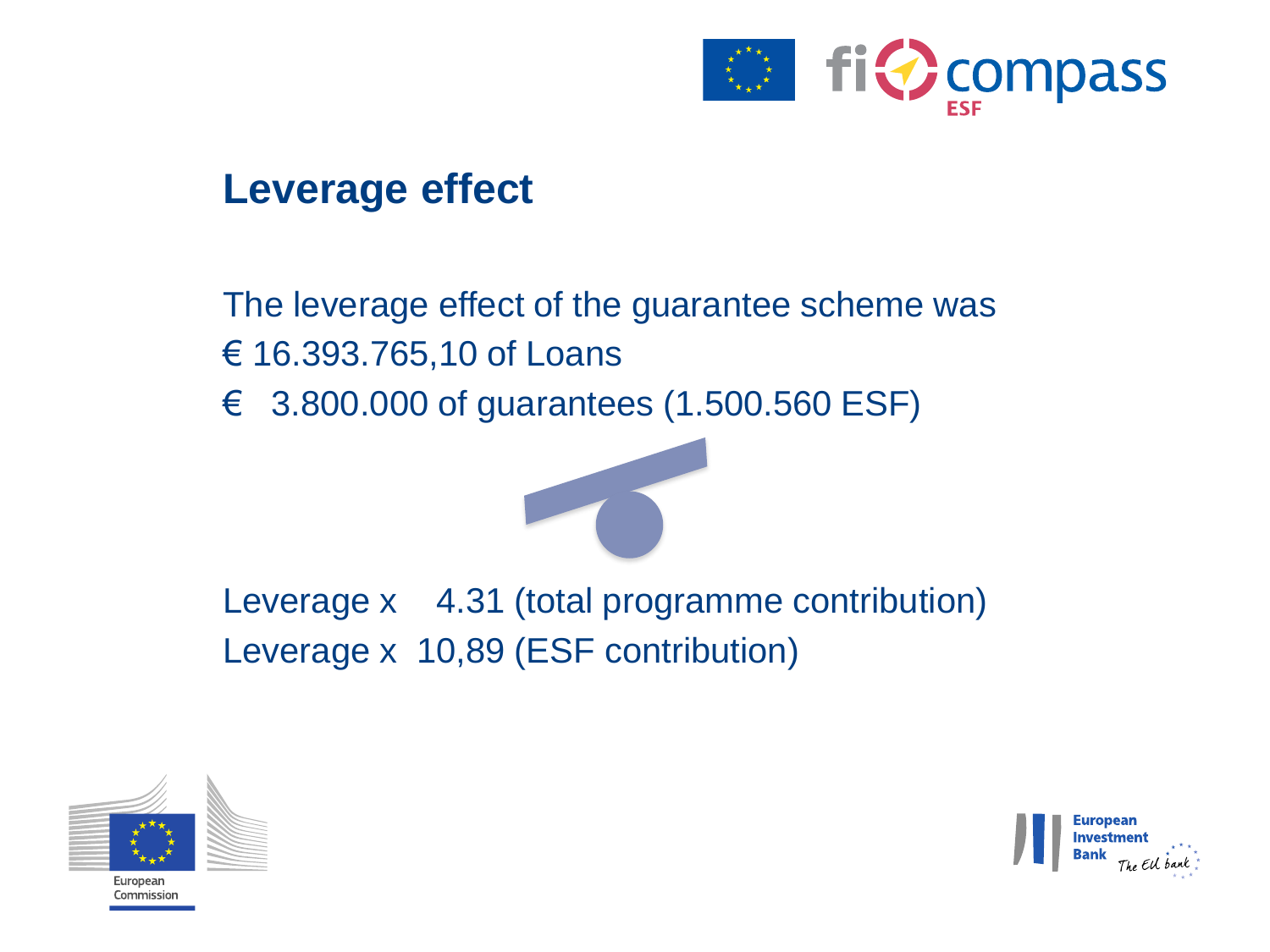## Leverage effect

The leverage effect of the guarantee scheme was

€ 16.393.765,10 of Loans

€ 3.800.000 of guarantees (1.500.560 ESF)

Leverage x 4.31 (total programme contribution)

Leverage x 10,89 (ESF contribution)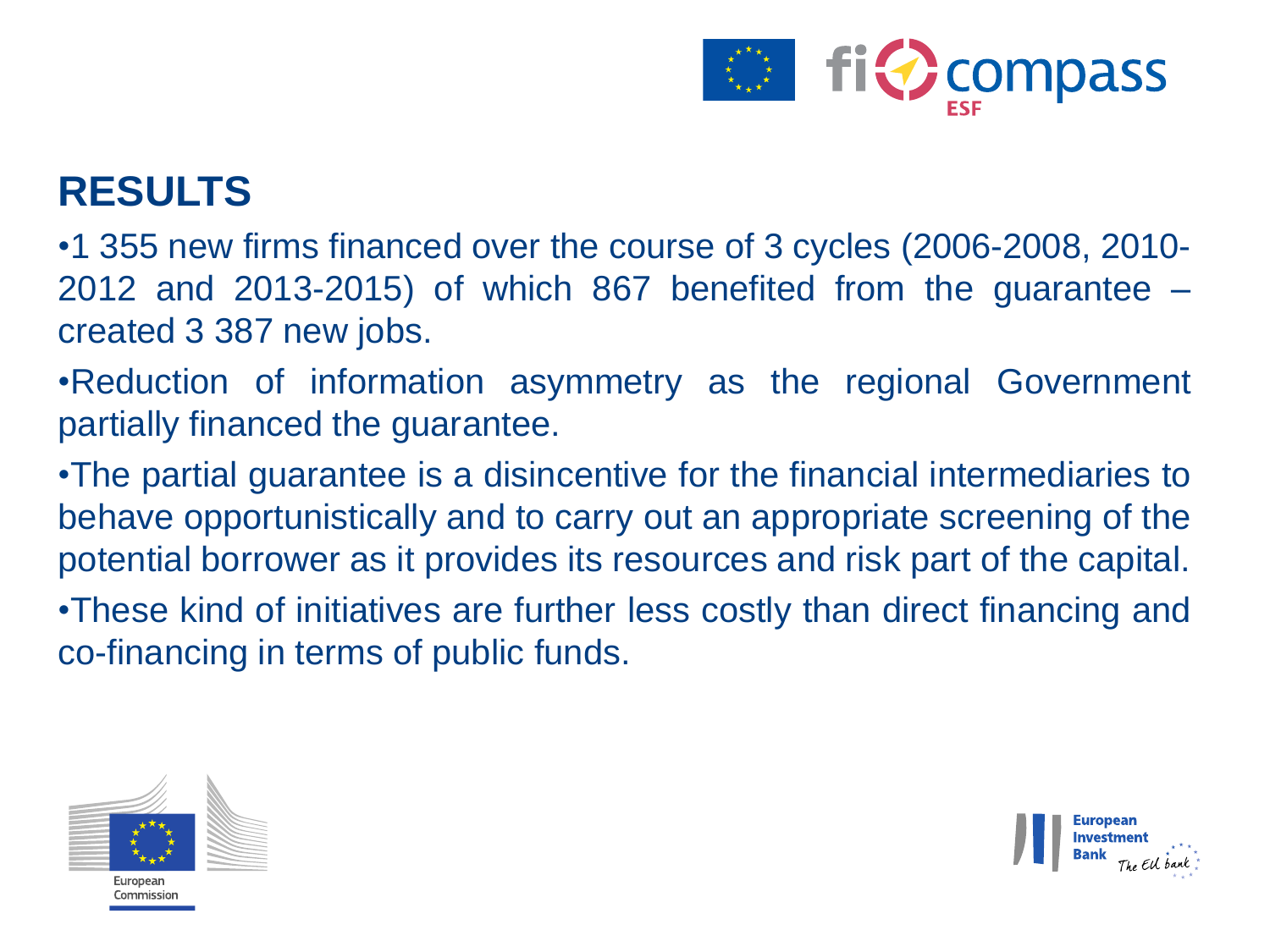# RESULTS

- 1 355 new firms financed over the course of 3 cycles (2006-2008, 2010-2012 and 2013-2015) of which 867 benefited from the guarantee – created 3 387 new jobs.
- Reduction of information asymmetry as the regional Government partially financed the guarantee.
- The partial guarantee is a disincentive for the financial intermediaries to behave opportunistically and to carry out an appropriate screening of the potential borrower as it provides its resources and risk part of the capital.
- These kind of initiatives are further less costly than direct financing and co-financing in terms of public funds.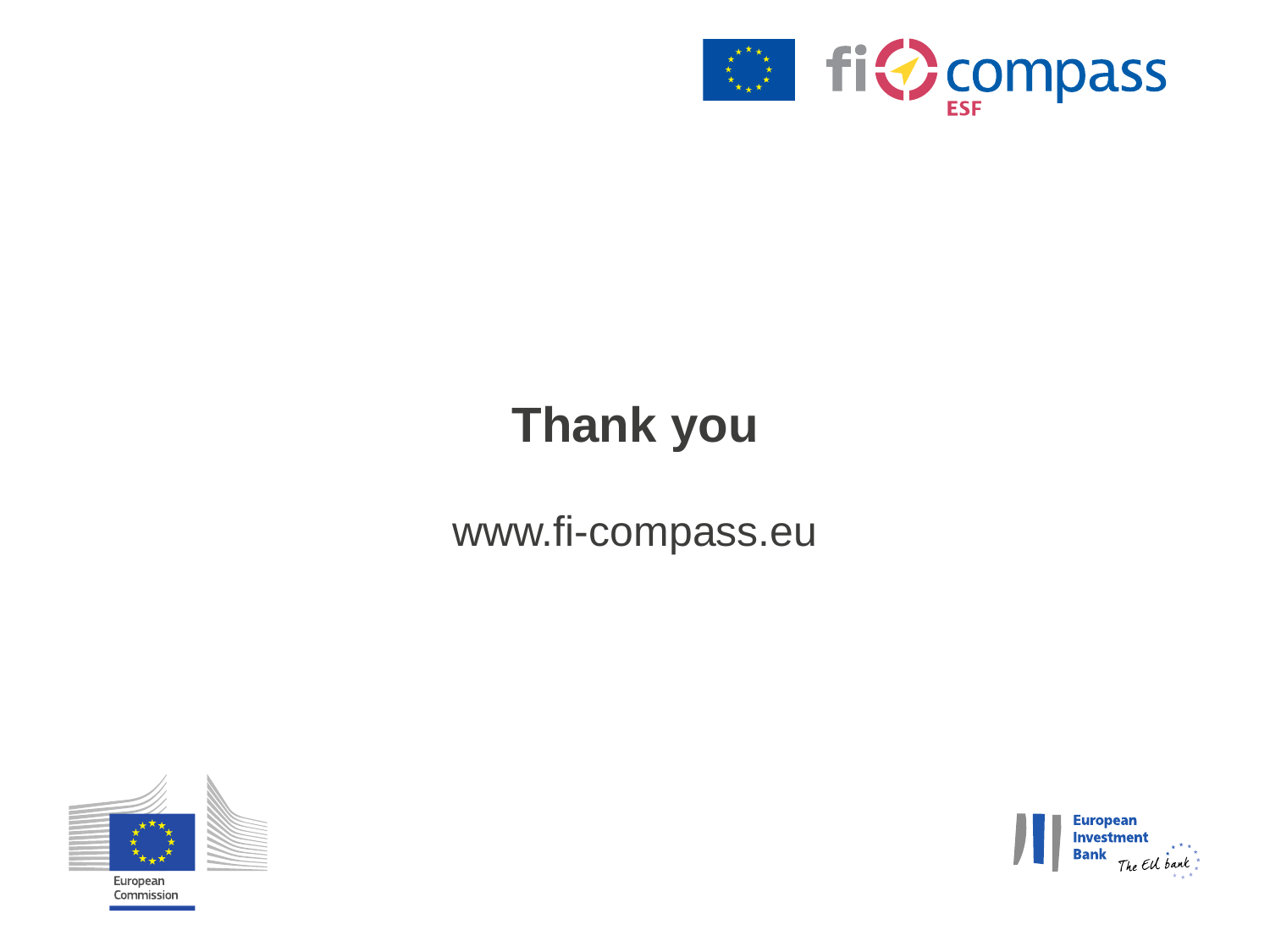# Thank you

www.fi-compass.eu